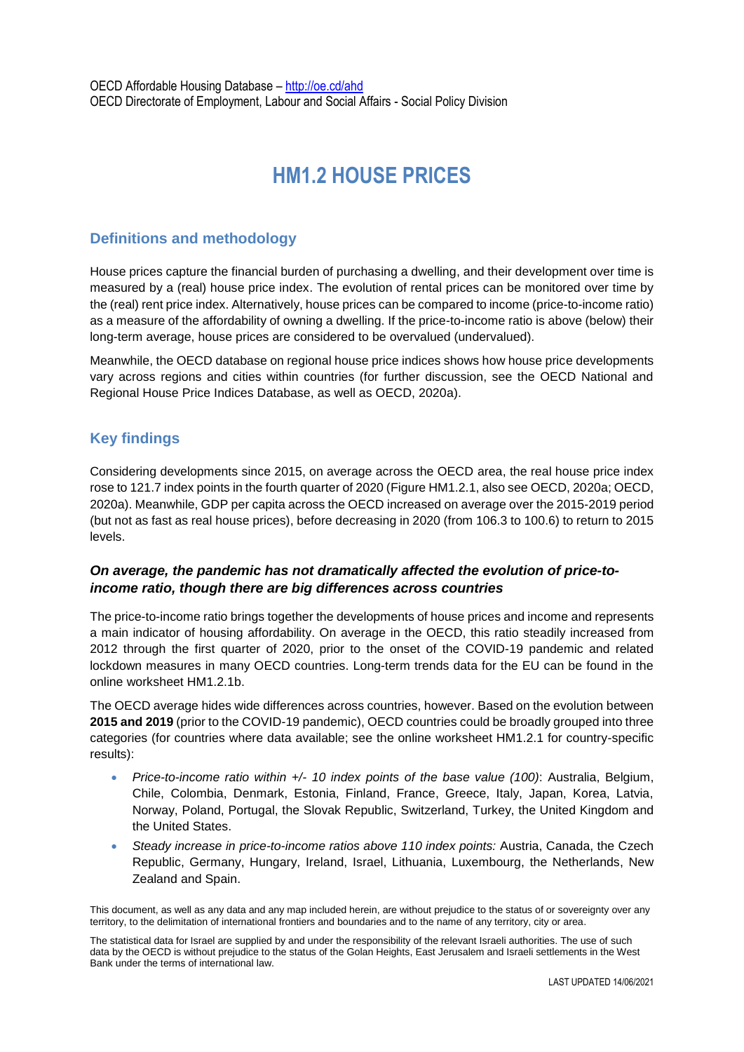OECD Affordable Housing Database – http://oe.cd/ahd
OECD Directorate of Employment, Labour and Social Affairs - Social Policy Division

# HM1.2 HOUSE PRICES

## Definitions and methodology

House prices capture the financial burden of purchasing a dwelling, and their development over time is measured by a (real) house price index. The evolution of rental prices can be monitored over time by the (real) rent price index. Alternatively, house prices can be compared to income (price-to-income ratio) as a measure of the affordability of owning a dwelling. If the price-to-income ratio is above (below) their long-term average, house prices are considered to be overvalued (undervalued).

Meanwhile, the OECD database on regional house price indices shows how house price developments vary across regions and cities within countries (for further discussion, see the OECD National and Regional House Price Indices Database, as well as OECD, 2020a).

## Key findings

Considering developments since 2015, on average across the OECD area, the real house price index rose to 121.7 index points in the fourth quarter of 2020 (Figure HM1.2.1, also see OECD, 2020a; OECD, 2020a). Meanwhile, GDP per capita across the OECD increased on average over the 2015-2019 period (but not as fast as real house prices), before decreasing in 2020 (from 106.3 to 100.6) to return to 2015 levels.

### *On average, the pandemic has not dramatically affected the evolution of price-to-income ratio, though there are big differences across countries*

The price-to-income ratio brings together the developments of house prices and income and represents a main indicator of housing affordability. On average in the OECD, this ratio steadily increased from 2012 through the first quarter of 2020, prior to the onset of the COVID-19 pandemic and related lockdown measures in many OECD countries. Long-term trends data for the EU can be found in the online worksheet HM1.2.1b.

The OECD average hides wide differences across countries, however. Based on the evolution between **2015 and 2019** (prior to the COVID-19 pandemic), OECD countries could be broadly grouped into three categories (for countries where data available; see the online worksheet HM1.2.1 for country-specific results):

- *Price-to-income ratio within +/- 10 index points of the base value (100)*: Australia, Belgium, Chile, Colombia, Denmark, Estonia, Finland, France, Greece, Italy, Japan, Korea, Latvia, Norway, Poland, Portugal, the Slovak Republic, Switzerland, Turkey, the United Kingdom and the United States.
- *Steady increase in price-to-income ratios above 110 index points:* Austria, Canada, the Czech Republic, Germany, Hungary, Ireland, Israel, Lithuania, Luxembourg, the Netherlands, New Zealand and Spain.

This document, as well as any data and any map included herein, are without prejudice to the status of or sovereignty over any territory, to the delimitation of international frontiers and boundaries and to the name of any territory, city or area.

The statistical data for Israel are supplied by and under the responsibility of the relevant Israeli authorities. The use of such data by the OECD is without prejudice to the status of the Golan Heights, East Jerusalem and Israeli settlements in the West Bank under the terms of international law.

LAST UPDATED 14/06/2021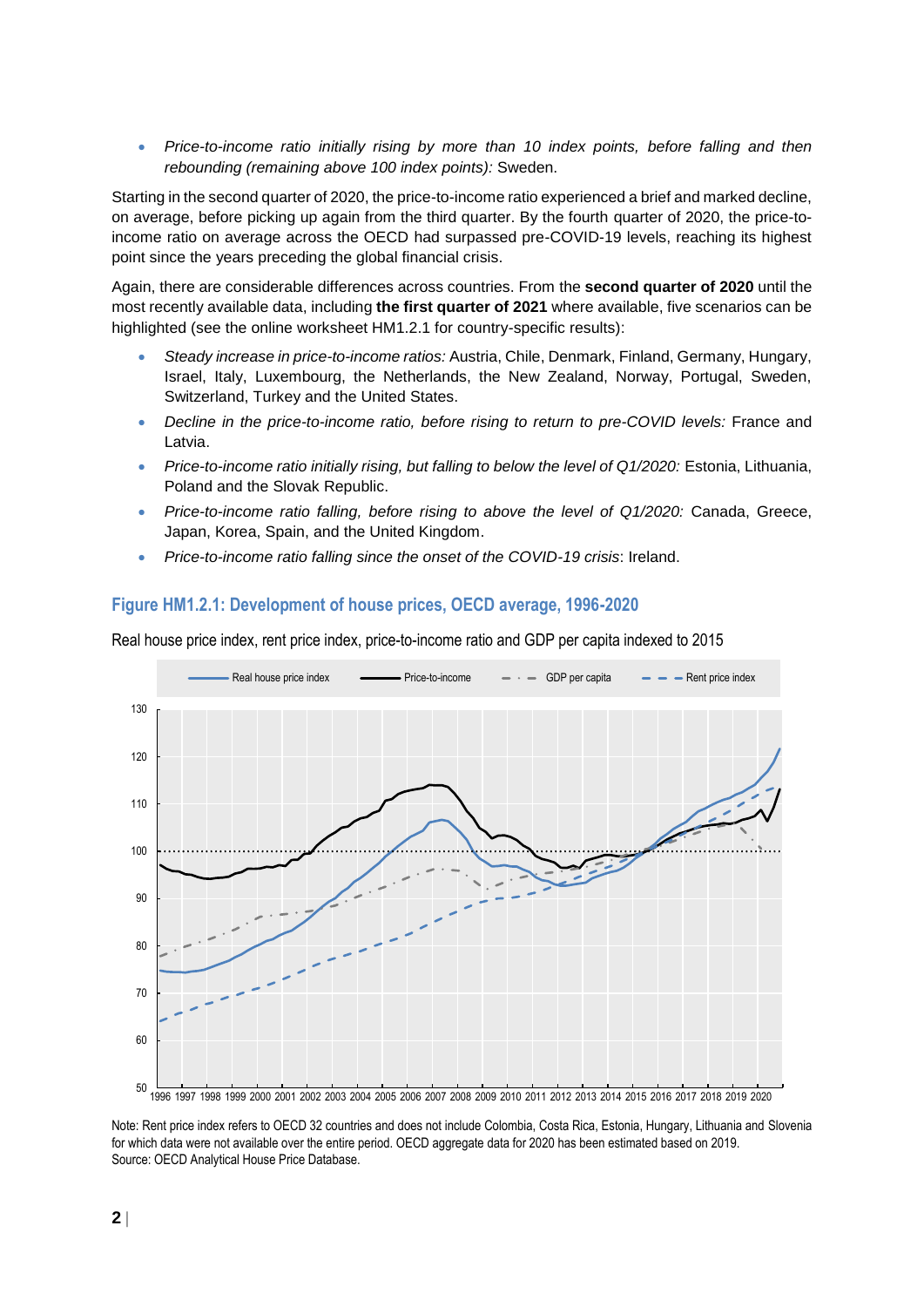- *Price-to-income ratio initially rising by more than 10 index points, before falling and then rebounding (remaining above 100 index points):* Sweden.

Starting in the second quarter of 2020, the price-to-income ratio experienced a brief and marked decline, on average, before picking up again from the third quarter. By the fourth quarter of 2020, the price-to-income ratio on average across the OECD had surpassed pre-COVID-19 levels, reaching its highest point since the years preceding the global financial crisis.

Again, there are considerable differences across countries. From the **second quarter of 2020** until the most recently available data, including **the first quarter of 2021** where available, five scenarios can be highlighted (see the online worksheet HM1.2.1 for country-specific results):

- *Steady increase in price-to-income ratios:* Austria, Chile, Denmark, Finland, Germany, Hungary, Israel, Italy, Luxembourg, the Netherlands, the New Zealand, Norway, Portugal, Sweden, Switzerland, Turkey and the United States.
- *Decline in the price-to-income ratio, before rising to return to pre-COVID levels:* France and Latvia.
- *Price-to-income ratio initially rising, but falling to below the level of Q1/2020:* Estonia, Lithuania, Poland and the Slovak Republic.
- *Price-to-income ratio falling, before rising to above the level of Q1/2020:* Canada, Greece, Japan, Korea, Spain, and the United Kingdom.
- *Price-to-income ratio falling since the onset of the COVID-19 crisis*: Ireland.

## Figure HM1.2.1: Development of house prices, OECD average, 1996-2020

Real house price index, rent price index, price-to-income ratio and GDP per capita indexed to 2015

Note: Rent price index refers to OECD 32 countries and does not include Colombia, Costa Rica, Estonia, Hungary, Lithuania and Slovenia for which data were not available over the entire period. OECD aggregate data for 2020 has been estimated based on 2019.
Source: OECD Analytical House Price Database.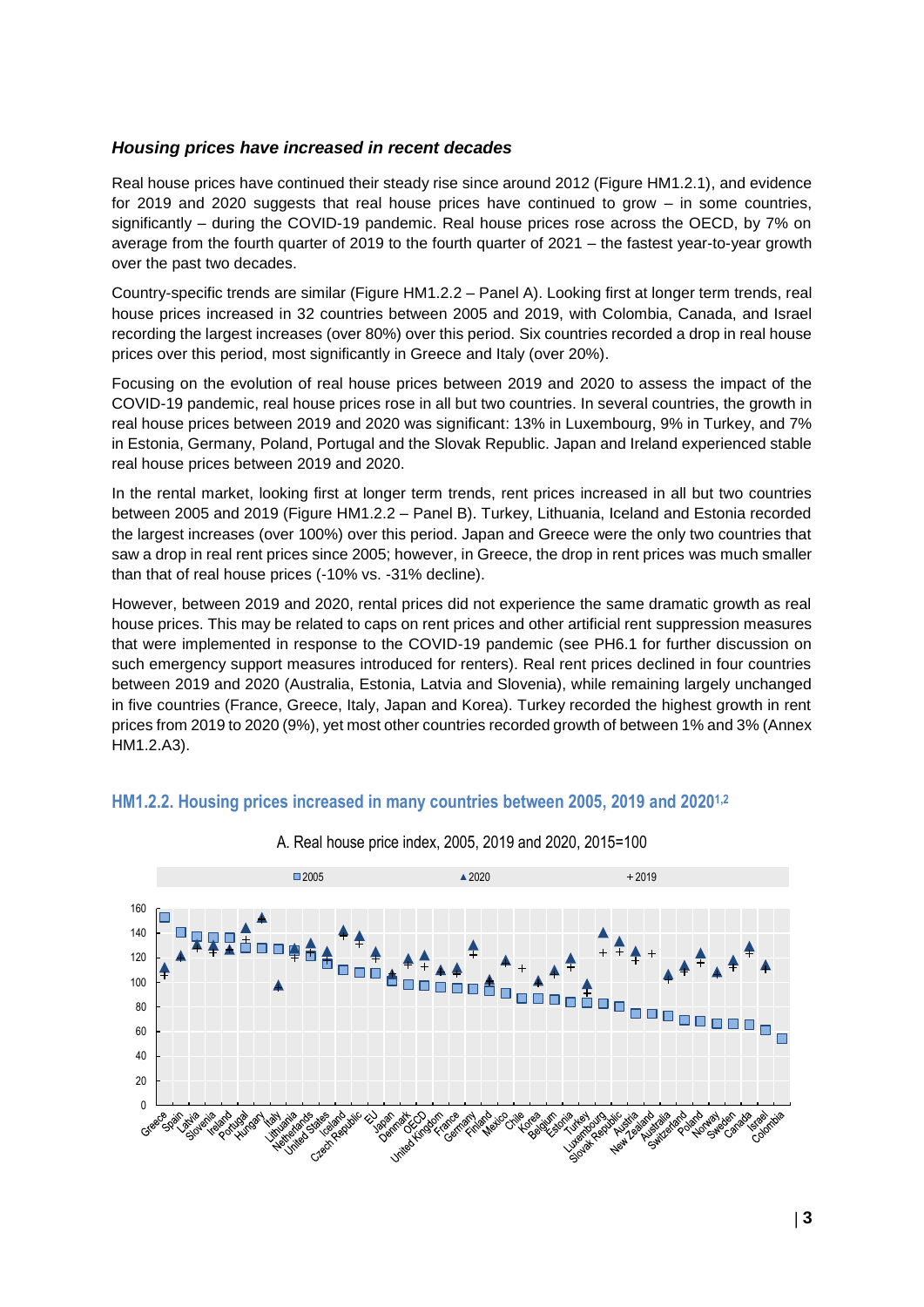### *Housing prices have increased in recent decades*

Real house prices have continued their steady rise since around 2012 (Figure HM1.2.1), and evidence for 2019 and 2020 suggests that real house prices have continued to grow – in some countries, significantly – during the COVID-19 pandemic. Real house prices rose across the OECD, by 7% on average from the fourth quarter of 2019 to the fourth quarter of 2021 – the fastest year-to-year growth over the past two decades.

Country-specific trends are similar (Figure HM1.2.2 – Panel A). Looking first at longer term trends, real house prices increased in 32 countries between 2005 and 2019, with Colombia, Canada, and Israel recording the largest increases (over 80%) over this period. Six countries recorded a drop in real house prices over this period, most significantly in Greece and Italy (over 20%).

Focusing on the evolution of real house prices between 2019 and 2020 to assess the impact of the COVID-19 pandemic, real house prices rose in all but two countries. In several countries, the growth in real house prices between 2019 and 2020 was significant: 13% in Luxembourg, 9% in Turkey, and 7% in Estonia, Germany, Poland, Portugal and the Slovak Republic. Japan and Ireland experienced stable real house prices between 2019 and 2020.

In the rental market, looking first at longer term trends, rent prices increased in all but two countries between 2005 and 2019 (Figure HM1.2.2 – Panel B). Turkey, Lithuania, Iceland and Estonia recorded the largest increases (over 100%) over this period. Japan and Greece were the only two countries that saw a drop in real rent prices since 2005; however, in Greece, the drop in rent prices was much smaller than that of real house prices (-10% vs. -31% decline).

However, between 2019 and 2020, rental prices did not experience the same dramatic growth as real house prices. This may be related to caps on rent prices and other artificial rent suppression measures that were implemented in response to the COVID-19 pandemic (see PH6.1 for further discussion on such emergency support measures introduced for renters). Real rent prices declined in four countries between 2019 and 2020 (Australia, Estonia, Latvia and Slovenia), while remaining largely unchanged in five countries (France, Greece, Italy, Japan and Korea). Turkey recorded the highest growth in rent prices from 2019 to 2020 (9%), yet most other countries recorded growth of between 1% and 3% (Annex HM1.2.A3).

## HM1.2.2. Housing prices increased in many countries between 2005, 2019 and 2020[1,2]

A. Real house price index, 2005, 2019 and 2020, 2015=100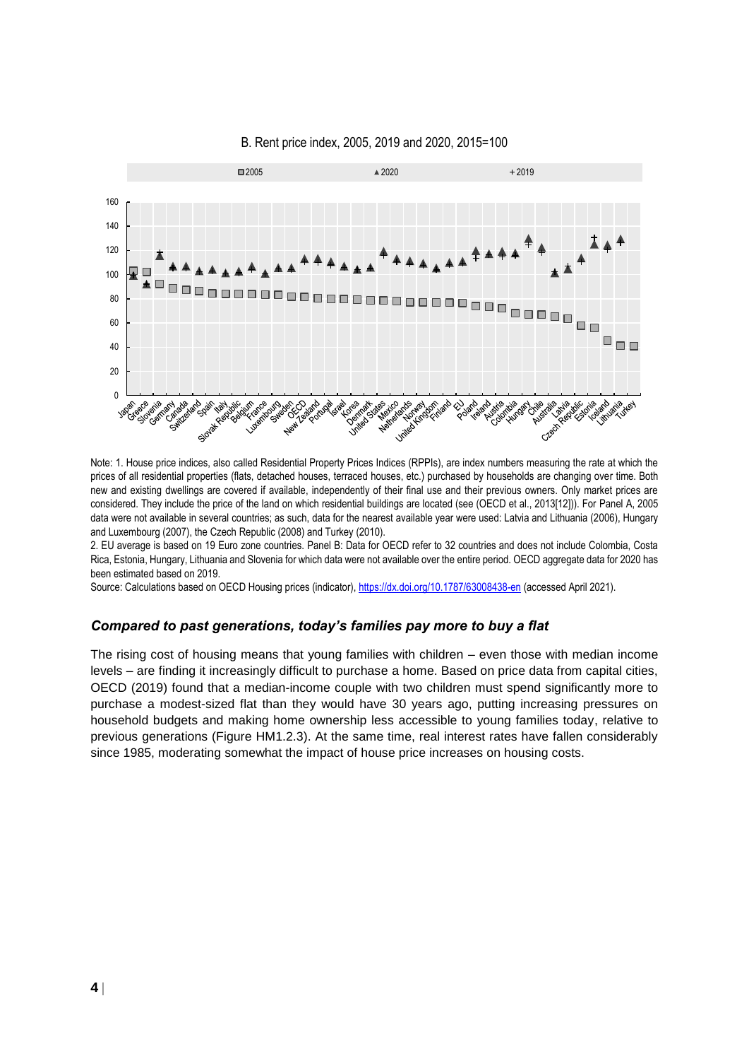B. Rent price index, 2005, 2019 and 2020, 2015=100

Note: 1. House price indices, also called Residential Property Prices Indices (RPPIs), are index numbers measuring the rate at which the prices of all residential properties (flats, detached houses, terraced houses, etc.) purchased by households are changing over time. Both new and existing dwellings are covered if available, independently of their final use and their previous owners. Only market prices are considered. They include the price of the land on which residential buildings are located (see (OECD et al., 2013[12])). For Panel A, 2005 data were not available in several countries; as such, data for the nearest available year were used: Latvia and Lithuania (2006), Hungary and Luxembourg (2007), the Czech Republic (2008) and Turkey (2010).

2. EU average is based on 19 Euro zone countries. Panel B: Data for OECD refer to 32 countries and does not include Colombia, Costa Rica, Estonia, Hungary, Lithuania and Slovenia for which data were not available over the entire period. OECD aggregate data for 2020 has been estimated based on 2019.

Source: Calculations based on OECD Housing prices (indicator), https://dx.doi.org/10.1787/63008438-en (accessed April 2021).

### *Compared to past generations, today's families pay more to buy a flat*

The rising cost of housing means that young families with children – even those with median income levels – are finding it increasingly difficult to purchase a home. Based on price data from capital cities, OECD (2019) found that a median-income couple with two children must spend significantly more to purchase a modest-sized flat than they would have 30 years ago, putting increasing pressures on household budgets and making home ownership less accessible to young families today, relative to previous generations (Figure HM1.2.3). At the same time, real interest rates have fallen considerably since 1985, moderating somewhat the impact of house price increases on housing costs.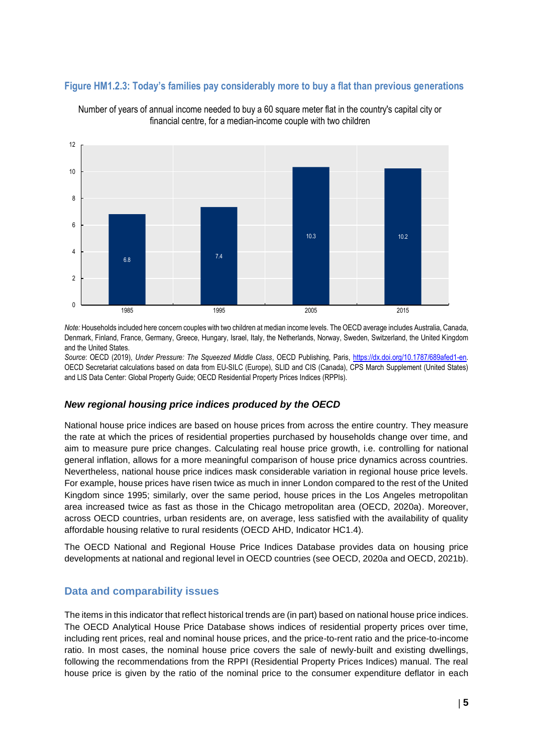### Figure HM1.2.3: Today's families pay considerably more to buy a flat than previous generations

Number of years of annual income needed to buy a 60 square meter flat in the country's capital city or financial centre, for a median-income couple with two children

| Year | Years of annual income |
|---|---|
| 1985 | 6.8 |
| 1995 | 7.4 |
| 2005 | 10.3 |
| 2015 | 10.2 |

*Note:* Households included here concern couples with two children at median income levels. The OECD average includes Australia, Canada, Denmark, Finland, France, Germany, Greece, Hungary, Israel, Italy, the Netherlands, Norway, Sweden, Switzerland, the United Kingdom and the United States.

*Source*: OECD (2019), *Under Pressure: The Squeezed Middle Class*, OECD Publishing, Paris, https://dx.doi.org/10.1787/689afed1-en. OECD Secretariat calculations based on data from EU-SILC (Europe), SLID and CIS (Canada), CPS March Supplement (United States) and LIS Data Center: Global Property Guide; OECD Residential Property Prices Indices (RPPIs).

### *New regional housing price indices produced by the OECD*

National house price indices are based on house prices from across the entire country. They measure the rate at which the prices of residential properties purchased by households change over time, and aim to measure pure price changes. Calculating real house price growth, i.e. controlling for national general inflation, allows for a more meaningful comparison of house price dynamics across countries. Nevertheless, national house price indices mask considerable variation in regional house price levels. For example, house prices have risen twice as much in inner London compared to the rest of the United Kingdom since 1995; similarly, over the same period, house prices in the Los Angeles metropolitan area increased twice as fast as those in the Chicago metropolitan area (OECD, 2020a). Moreover, across OECD countries, urban residents are, on average, less satisfied with the availability of quality affordable housing relative to rural residents (OECD AHD, Indicator HC1.4).

The OECD National and Regional House Price Indices Database provides data on housing price developments at national and regional level in OECD countries (see OECD, 2020a and OECD, 2021b).

## Data and comparability issues

The items in this indicator that reflect historical trends are (in part) based on national house price indices. The OECD Analytical House Price Database shows indices of residential property prices over time, including rent prices, real and nominal house prices, and the price-to-rent ratio and the price-to-income ratio. In most cases, the nominal house price covers the sale of newly-built and existing dwellings, following the recommendations from the RPPI (Residential Property Prices Indices) manual. The real house price is given by the ratio of the nominal price to the consumer expenditure deflator in each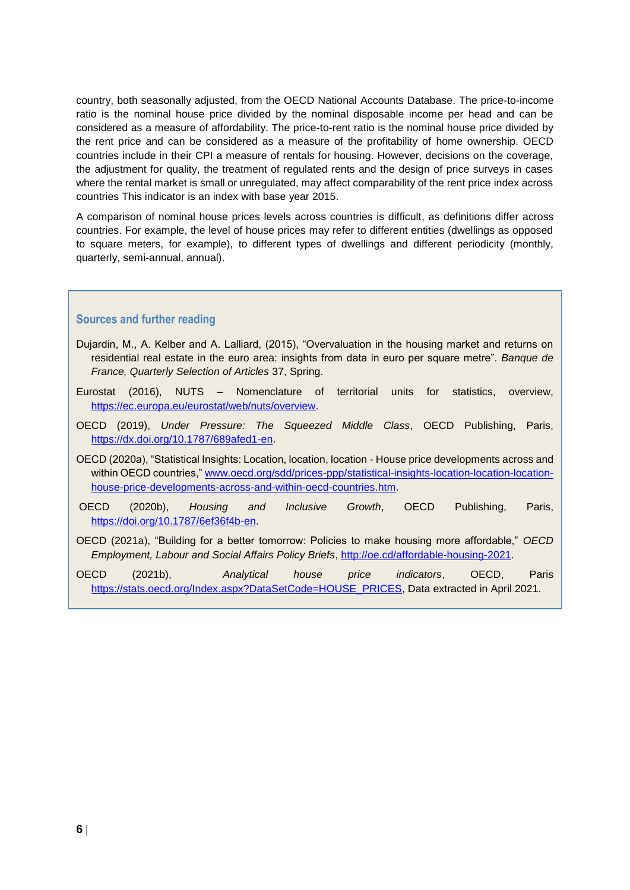country, both seasonally adjusted, from the OECD National Accounts Database. The price-to-income ratio is the nominal house price divided by the nominal disposable income per head and can be considered as a measure of affordability. The price-to-rent ratio is the nominal house price divided by the rent price and can be considered as a measure of the profitability of home ownership. OECD countries include in their CPI a measure of rentals for housing. However, decisions on the coverage, the adjustment for quality, the treatment of regulated rents and the design of price surveys in cases where the rental market is small or unregulated, may affect comparability of the rent price index across countries This indicator is an index with base year 2015.

A comparison of nominal house prices levels across countries is difficult, as definitions differ across countries. For example, the level of house prices may refer to different entities (dwellings as opposed to square meters, for example), to different types of dwellings and different periodicity (monthly, quarterly, semi-annual, annual).

## Sources and further reading

Dujardin, M., A. Kelber and A. Lalliard, (2015), "Overvaluation in the housing market and returns on residential real estate in the euro area: insights from data in euro per square metre". *Banque de France, Quarterly Selection of Articles* 37, Spring.

Eurostat (2016), NUTS – Nomenclature of territorial units for statistics, overview, https://ec.europa.eu/eurostat/web/nuts/overview.

OECD (2019), *Under Pressure: The Squeezed Middle Class*, OECD Publishing, Paris, https://dx.doi.org/10.1787/689afed1-en.

OECD (2020a), "Statistical Insights: Location, location, location - House price developments across and within OECD countries," www.oecd.org/sdd/prices-ppp/statistical-insights-location-location-location-house-price-developments-across-and-within-oecd-countries.htm.

OECD (2020b), *Housing and Inclusive Growth*, OECD Publishing, Paris, https://doi.org/10.1787/6ef36f4b-en.

OECD (2021a), "Building for a better tomorrow: Policies to make housing more affordable," *OECD Employment, Labour and Social Affairs Policy Briefs*, http://oe.cd/affordable-housing-2021.

OECD (2021b), *Analytical house price indicators*, OECD, Paris https://stats.oecd.org/Index.aspx?DataSetCode=HOUSE_PRICES, Data extracted in April 2021.